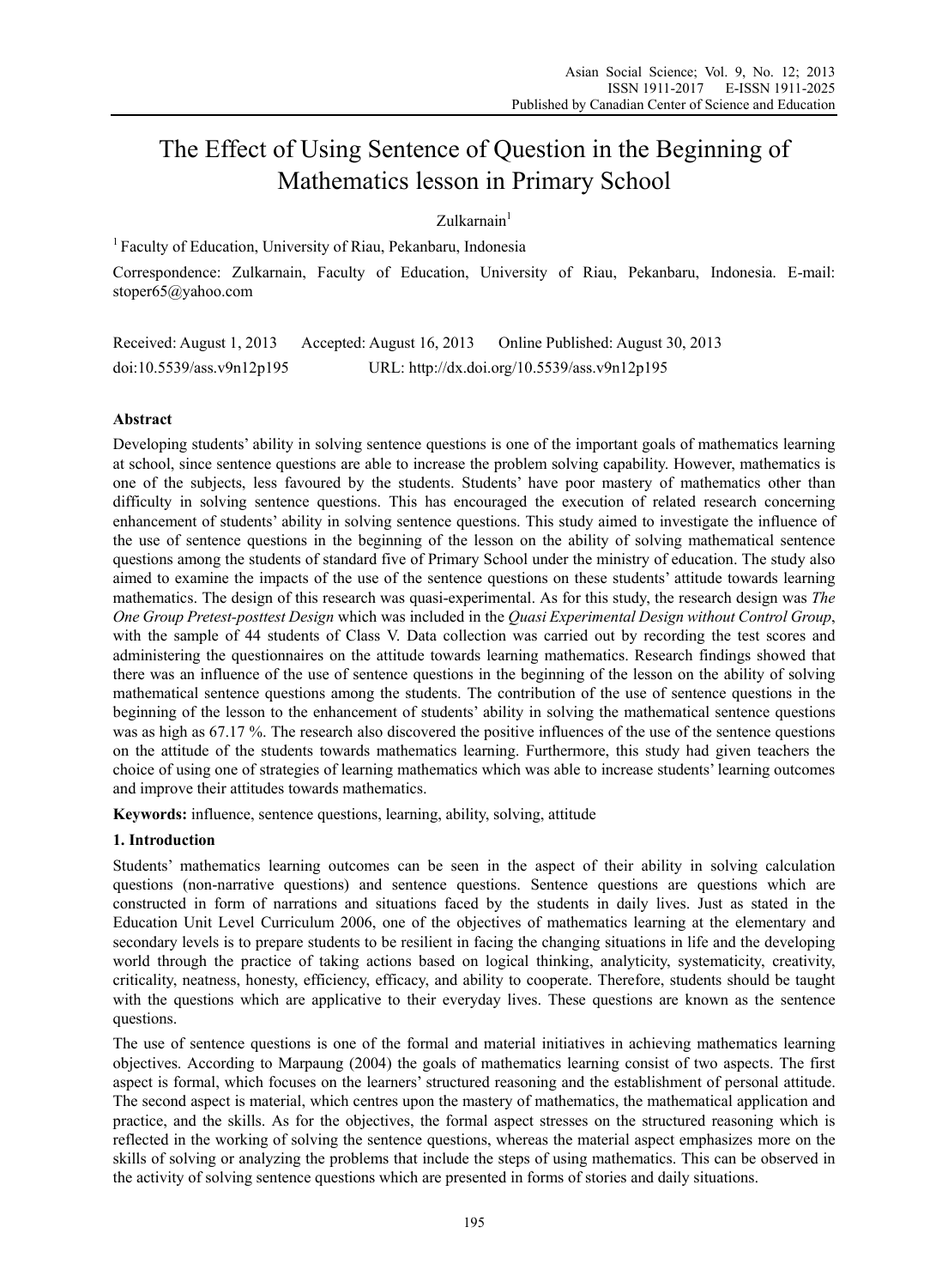# The Effect of Using Sentence of Question in the Beginning of Mathematics lesson in Primary School

Zulkarnain[1]

[1] Faculty of Education, University of Riau, Pekanbaru, Indonesia

Correspondence: Zulkarnain, Faculty of Education, University of Riau, Pekanbaru, Indonesia. E-mail: stoper65@yahoo.com

Received: August 1, 2013 Accepted: August 16, 2013 Online Published: August 30, 2013

doi:10.5539/ass.v9n12p195 URL: http://dx.doi.org/10.5539/ass.v9n12p195

## Abstract

Developing students' ability in solving sentence questions is one of the important goals of mathematics learning at school, since sentence questions are able to increase the problem solving capability. However, mathematics is one of the subjects, less favoured by the students. Students' have poor mastery of mathematics other than difficulty in solving sentence questions. This has encouraged the execution of related research concerning enhancement of students' ability in solving sentence questions. This study aimed to investigate the influence of the use of sentence questions in the beginning of the lesson on the ability of solving mathematical sentence questions among the students of standard five of Primary School under the ministry of education. The study also aimed to examine the impacts of the use of the sentence questions on these students' attitude towards learning mathematics. The design of this research was quasi-experimental. As for this study, the research design was *The One Group Pretest-posttest Design* which was included in the *Quasi Experimental Design without Control Group*, with the sample of 44 students of Class V. Data collection was carried out by recording the test scores and administering the questionnaires on the attitude towards learning mathematics. Research findings showed that there was an influence of the use of sentence questions in the beginning of the lesson on the ability of solving mathematical sentence questions among the students. The contribution of the use of sentence questions in the beginning of the lesson to the enhancement of students' ability in solving the mathematical sentence questions was as high as 67.17 %. The research also discovered the positive influences of the use of the sentence questions on the attitude of the students towards mathematics learning. Furthermore, this study had given teachers the choice of using one of strategies of learning mathematics which was able to increase students' learning outcomes and improve their attitudes towards mathematics.

**Keywords:** influence, sentence questions, learning, ability, solving, attitude

## 1. Introduction

Students' mathematics learning outcomes can be seen in the aspect of their ability in solving calculation questions (non-narrative questions) and sentence questions. Sentence questions are questions which are constructed in form of narrations and situations faced by the students in daily lives. Just as stated in the Education Unit Level Curriculum 2006, one of the objectives of mathematics learning at the elementary and secondary levels is to prepare students to be resilient in facing the changing situations in life and the developing world through the practice of taking actions based on logical thinking, analyticity, systematicity, creativity, criticality, neatness, honesty, efficiency, efficacy, and ability to cooperate. Therefore, students should be taught with the questions which are applicative to their everyday lives. These questions are known as the sentence questions.

The use of sentence questions is one of the formal and material initiatives in achieving mathematics learning objectives. According to Marpaung (2004) the goals of mathematics learning consist of two aspects. The first aspect is formal, which focuses on the learners' structured reasoning and the establishment of personal attitude. The second aspect is material, which centres upon the mastery of mathematics, the mathematical application and practice, and the skills. As for the objectives, the formal aspect stresses on the structured reasoning which is reflected in the working of solving the sentence questions, whereas the material aspect emphasizes more on the skills of solving or analyzing the problems that include the steps of using mathematics. This can be observed in the activity of solving sentence questions which are presented in forms of stories and daily situations.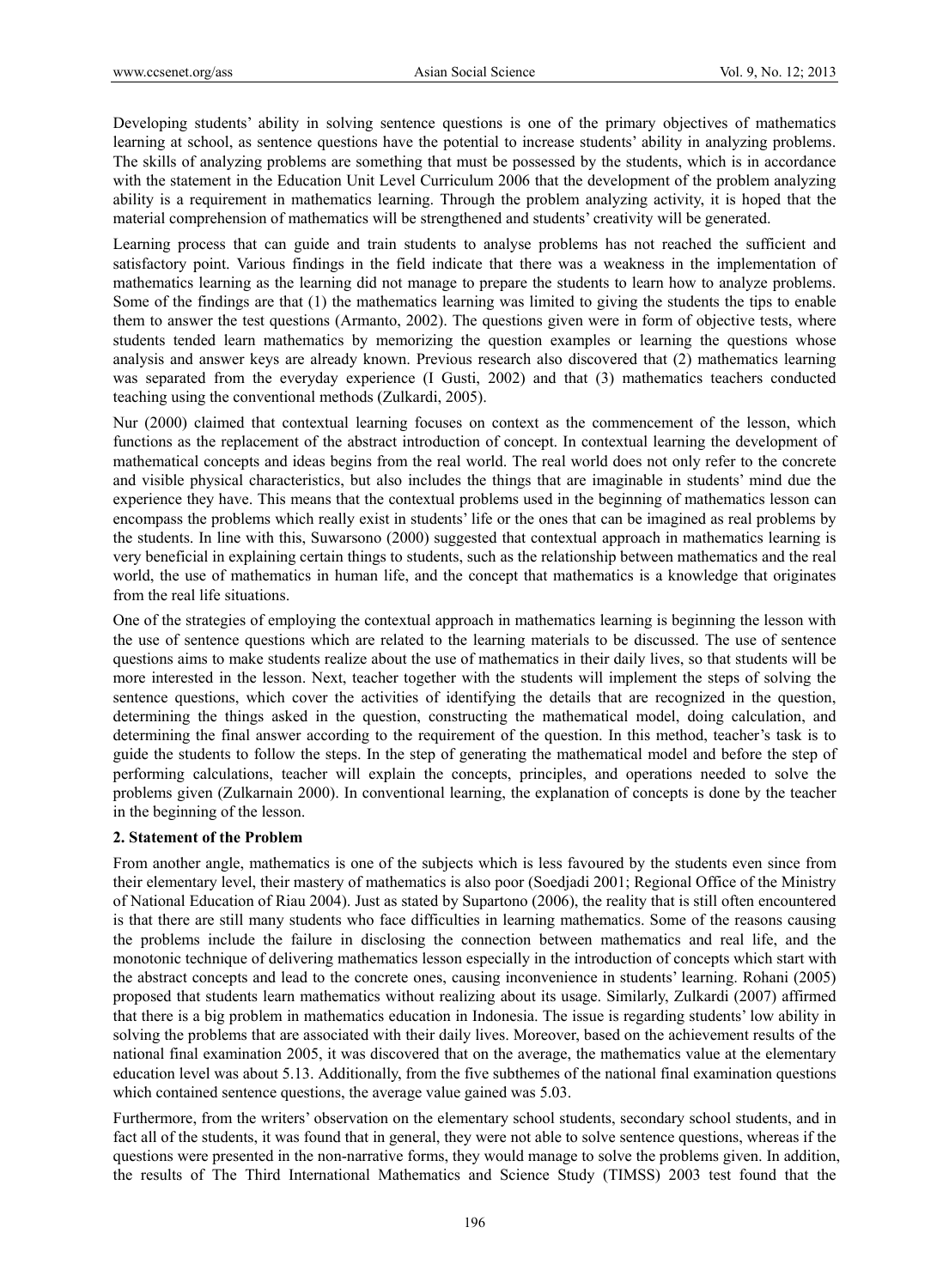Developing students' ability in solving sentence questions is one of the primary objectives of mathematics learning at school, as sentence questions have the potential to increase students' ability in analyzing problems. The skills of analyzing problems are something that must be possessed by the students, which is in accordance with the statement in the Education Unit Level Curriculum 2006 that the development of the problem analyzing ability is a requirement in mathematics learning. Through the problem analyzing activity, it is hoped that the material comprehension of mathematics will be strengthened and students' creativity will be generated.

Learning process that can guide and train students to analyse problems has not reached the sufficient and satisfactory point. Various findings in the field indicate that there was a weakness in the implementation of mathematics learning as the learning did not manage to prepare the students to learn how to analyze problems. Some of the findings are that (1) the mathematics learning was limited to giving the students the tips to enable them to answer the test questions (Armanto, 2002). The questions given were in form of objective tests, where students tended learn mathematics by memorizing the question examples or learning the questions whose analysis and answer keys are already known. Previous research also discovered that (2) mathematics learning was separated from the everyday experience (I Gusti, 2002) and that (3) mathematics teachers conducted teaching using the conventional methods (Zulkardi, 2005).

Nur (2000) claimed that contextual learning focuses on context as the commencement of the lesson, which functions as the replacement of the abstract introduction of concept. In contextual learning the development of mathematical concepts and ideas begins from the real world. The real world does not only refer to the concrete and visible physical characteristics, but also includes the things that are imaginable in students' mind due the experience they have. This means that the contextual problems used in the beginning of mathematics lesson can encompass the problems which really exist in students' life or the ones that can be imagined as real problems by the students. In line with this, Suwarsono (2000) suggested that contextual approach in mathematics learning is very beneficial in explaining certain things to students, such as the relationship between mathematics and the real world, the use of mathematics in human life, and the concept that mathematics is a knowledge that originates from the real life situations.

One of the strategies of employing the contextual approach in mathematics learning is beginning the lesson with the use of sentence questions which are related to the learning materials to be discussed. The use of sentence questions aims to make students realize about the use of mathematics in their daily lives, so that students will be more interested in the lesson. Next, teacher together with the students will implement the steps of solving the sentence questions, which cover the activities of identifying the details that are recognized in the question, determining the things asked in the question, constructing the mathematical model, doing calculation, and determining the final answer according to the requirement of the question. In this method, teacher's task is to guide the students to follow the steps. In the step of generating the mathematical model and before the step of performing calculations, teacher will explain the concepts, principles, and operations needed to solve the problems given (Zulkarnain 2000). In conventional learning, the explanation of concepts is done by the teacher in the beginning of the lesson.

## 2. Statement of the Problem

From another angle, mathematics is one of the subjects which is less favoured by the students even since from their elementary level, their mastery of mathematics is also poor (Soedjadi 2001; Regional Office of the Ministry of National Education of Riau 2004). Just as stated by Supartono (2006), the reality that is still often encountered is that there are still many students who face difficulties in learning mathematics. Some of the reasons causing the problems include the failure in disclosing the connection between mathematics and real life, and the monotonic technique of delivering mathematics lesson especially in the introduction of concepts which start with the abstract concepts and lead to the concrete ones, causing inconvenience in students' learning. Rohani (2005) proposed that students learn mathematics without realizing about its usage. Similarly, Zulkardi (2007) affirmed that there is a big problem in mathematics education in Indonesia. The issue is regarding students' low ability in solving the problems that are associated with their daily lives. Moreover, based on the achievement results of the national final examination 2005, it was discovered that on the average, the mathematics value at the elementary education level was about 5.13. Additionally, from the five subthemes of the national final examination questions which contained sentence questions, the average value gained was 5.03.

Furthermore, from the writers' observation on the elementary school students, secondary school students, and in fact all of the students, it was found that in general, they were not able to solve sentence questions, whereas if the questions were presented in the non-narrative forms, they would manage to solve the problems given. In addition, the results of The Third International Mathematics and Science Study (TIMSS) 2003 test found that the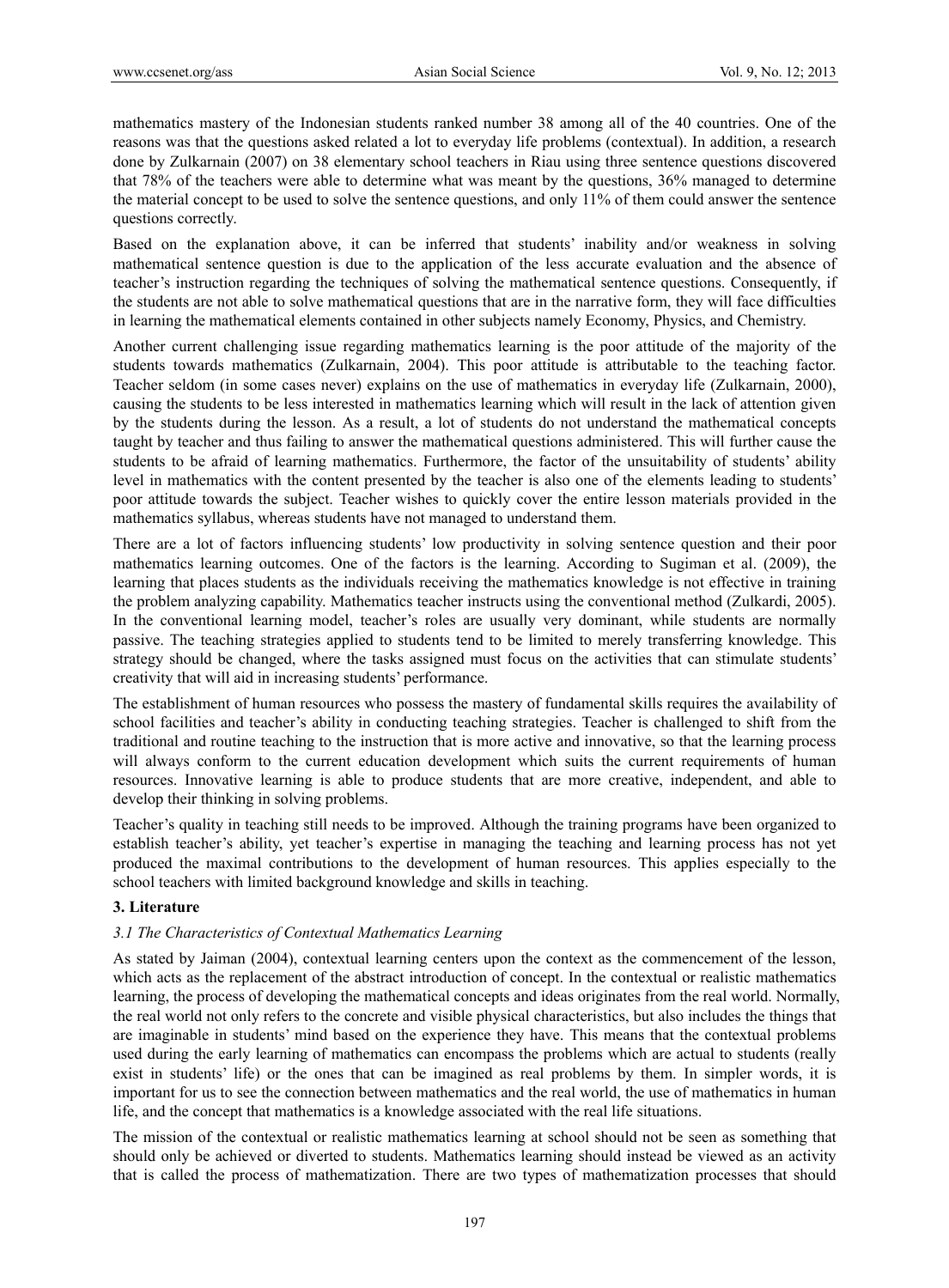mathematics mastery of the Indonesian students ranked number 38 among all of the 40 countries. One of the reasons was that the questions asked related a lot to everyday life problems (contextual). In addition, a research done by Zulkarnain (2007) on 38 elementary school teachers in Riau using three sentence questions discovered that 78% of the teachers were able to determine what was meant by the questions, 36% managed to determine the material concept to be used to solve the sentence questions, and only 11% of them could answer the sentence questions correctly.

Based on the explanation above, it can be inferred that students' inability and/or weakness in solving mathematical sentence question is due to the application of the less accurate evaluation and the absence of teacher's instruction regarding the techniques of solving the mathematical sentence questions. Consequently, if the students are not able to solve mathematical questions that are in the narrative form, they will face difficulties in learning the mathematical elements contained in other subjects namely Economy, Physics, and Chemistry.

Another current challenging issue regarding mathematics learning is the poor attitude of the majority of the students towards mathematics (Zulkarnain, 2004). This poor attitude is attributable to the teaching factor. Teacher seldom (in some cases never) explains on the use of mathematics in everyday life (Zulkarnain, 2000), causing the students to be less interested in mathematics learning which will result in the lack of attention given by the students during the lesson. As a result, a lot of students do not understand the mathematical concepts taught by teacher and thus failing to answer the mathematical questions administered. This will further cause the students to be afraid of learning mathematics. Furthermore, the factor of the unsuitability of students' ability level in mathematics with the content presented by the teacher is also one of the elements leading to students' poor attitude towards the subject. Teacher wishes to quickly cover the entire lesson materials provided in the mathematics syllabus, whereas students have not managed to understand them.

There are a lot of factors influencing students' low productivity in solving sentence question and their poor mathematics learning outcomes. One of the factors is the learning. According to Sugiman et al. (2009), the learning that places students as the individuals receiving the mathematics knowledge is not effective in training the problem analyzing capability. Mathematics teacher instructs using the conventional method (Zulkardi, 2005). In the conventional learning model, teacher's roles are usually very dominant, while students are normally passive. The teaching strategies applied to students tend to be limited to merely transferring knowledge. This strategy should be changed, where the tasks assigned must focus on the activities that can stimulate students' creativity that will aid in increasing students' performance.

The establishment of human resources who possess the mastery of fundamental skills requires the availability of school facilities and teacher's ability in conducting teaching strategies. Teacher is challenged to shift from the traditional and routine teaching to the instruction that is more active and innovative, so that the learning process will always conform to the current education development which suits the current requirements of human resources. Innovative learning is able to produce students that are more creative, independent, and able to develop their thinking in solving problems.

Teacher's quality in teaching still needs to be improved. Although the training programs have been organized to establish teacher's ability, yet teacher's expertise in managing the teaching and learning process has not yet produced the maximal contributions to the development of human resources. This applies especially to the school teachers with limited background knowledge and skills in teaching.

## 3. Literature

### *3.1 The Characteristics of Contextual Mathematics Learning*

As stated by Jaiman (2004), contextual learning centers upon the context as the commencement of the lesson, which acts as the replacement of the abstract introduction of concept. In the contextual or realistic mathematics learning, the process of developing the mathematical concepts and ideas originates from the real world. Normally, the real world not only refers to the concrete and visible physical characteristics, but also includes the things that are imaginable in students' mind based on the experience they have. This means that the contextual problems used during the early learning of mathematics can encompass the problems which are actual to students (really exist in students' life) or the ones that can be imagined as real problems by them. In simpler words, it is important for us to see the connection between mathematics and the real world, the use of mathematics in human life, and the concept that mathematics is a knowledge associated with the real life situations.

The mission of the contextual or realistic mathematics learning at school should not be seen as something that should only be achieved or diverted to students. Mathematics learning should instead be viewed as an activity that is called the process of mathematization. There are two types of mathematization processes that should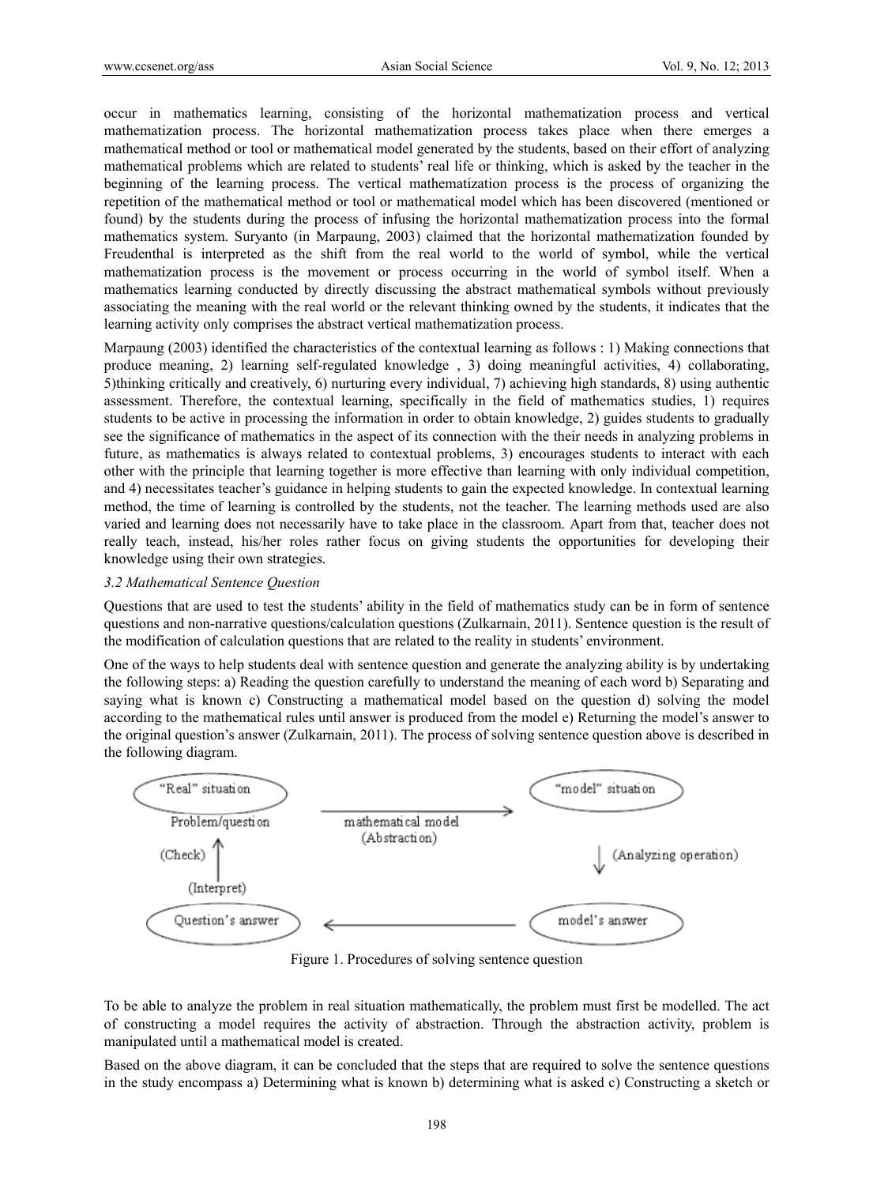occur in mathematics learning, consisting of the horizontal mathematization process and vertical mathematization process. The horizontal mathematization process takes place when there emerges a mathematical method or tool or mathematical model generated by the students, based on their effort of analyzing mathematical problems which are related to students' real life or thinking, which is asked by the teacher in the beginning of the learning process. The vertical mathematization process is the process of organizing the repetition of the mathematical method or tool or mathematical model which has been discovered (mentioned or found) by the students during the process of infusing the horizontal mathematization process into the formal mathematics system. Suryanto (in Marpaung, 2003) claimed that the horizontal mathematization founded by Freudenthal is interpreted as the shift from the real world to the world of symbol, while the vertical mathematization process is the movement or process occurring in the world of symbol itself. When a mathematics learning conducted by directly discussing the abstract mathematical symbols without previously associating the meaning with the real world or the relevant thinking owned by the students, it indicates that the learning activity only comprises the abstract vertical mathematization process.

Marpaung (2003) identified the characteristics of the contextual learning as follows : 1) Making connections that produce meaning, 2) learning self-regulated knowledge , 3) doing meaningful activities, 4) collaborating, 5)thinking critically and creatively, 6) nurturing every individual, 7) achieving high standards, 8) using authentic assessment. Therefore, the contextual learning, specifically in the field of mathematics studies, 1) requires students to be active in processing the information in order to obtain knowledge, 2) guides students to gradually see the significance of mathematics in the aspect of its connection with the their needs in analyzing problems in future, as mathematics is always related to contextual problems, 3) encourages students to interact with each other with the principle that learning together is more effective than learning with only individual competition, and 4) necessitates teacher's guidance in helping students to gain the expected knowledge. In contextual learning method, the time of learning is controlled by the students, not the teacher. The learning methods used are also varied and learning does not necessarily have to take place in the classroom. Apart from that, teacher does not really teach, instead, his/her roles rather focus on giving students the opportunities for developing their knowledge using their own strategies.

### *3.2 Mathematical Sentence Question*

Questions that are used to test the students' ability in the field of mathematics study can be in form of sentence questions and non-narrative questions/calculation questions (Zulkarnain, 2011). Sentence question is the result of the modification of calculation questions that are related to the reality in students' environment.

One of the ways to help students deal with sentence question and generate the analyzing ability is by undertaking the following steps: a) Reading the question carefully to understand the meaning of each word b) Separating and saying what is known c) Constructing a mathematical model based on the question d) solving the model according to the mathematical rules until answer is produced from the model e) Returning the model's answer to the original question's answer (Zulkarnain, 2011). The process of solving sentence question above is described in the following diagram.

Figure 1. Procedures of solving sentence question

To be able to analyze the problem in real situation mathematically, the problem must first be modelled. The act of constructing a model requires the activity of abstraction. Through the abstraction activity, problem is manipulated until a mathematical model is created.

Based on the above diagram, it can be concluded that the steps that are required to solve the sentence questions in the study encompass a) Determining what is known b) determining what is asked c) Constructing a sketch or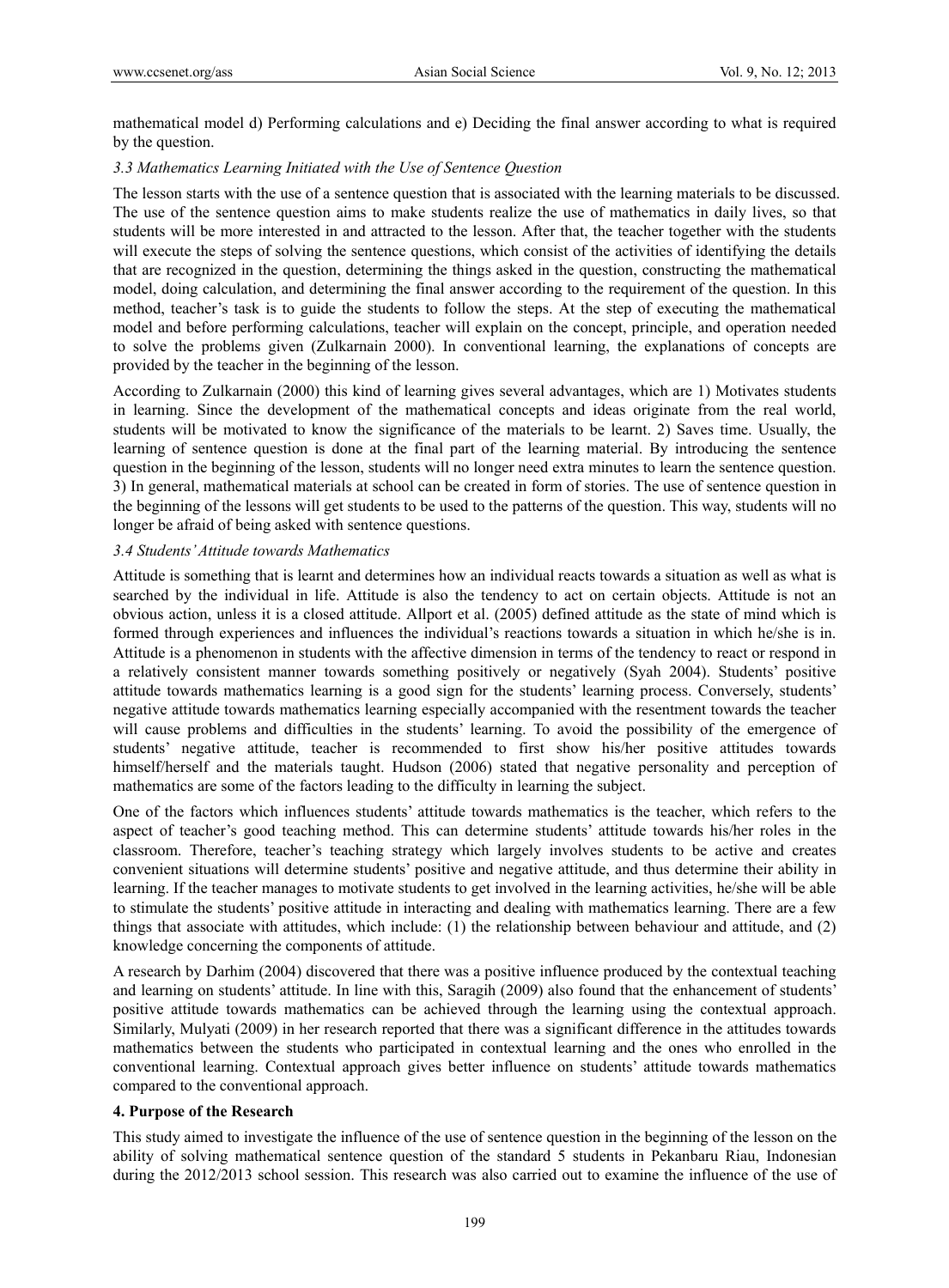mathematical model d) Performing calculations and e) Deciding the final answer according to what is required by the question.

### *3.3 Mathematics Learning Initiated with the Use of Sentence Question*

The lesson starts with the use of a sentence question that is associated with the learning materials to be discussed. The use of the sentence question aims to make students realize the use of mathematics in daily lives, so that students will be more interested in and attracted to the lesson. After that, the teacher together with the students will execute the steps of solving the sentence questions, which consist of the activities of identifying the details that are recognized in the question, determining the things asked in the question, constructing the mathematical model, doing calculation, and determining the final answer according to the requirement of the question. In this method, teacher's task is to guide the students to follow the steps. At the step of executing the mathematical model and before performing calculations, teacher will explain on the concept, principle, and operation needed to solve the problems given (Zulkarnain 2000). In conventional learning, the explanations of concepts are provided by the teacher in the beginning of the lesson.

According to Zulkarnain (2000) this kind of learning gives several advantages, which are 1) Motivates students in learning. Since the development of the mathematical concepts and ideas originate from the real world, students will be motivated to know the significance of the materials to be learnt. 2) Saves time. Usually, the learning of sentence question is done at the final part of the learning material. By introducing the sentence question in the beginning of the lesson, students will no longer need extra minutes to learn the sentence question. 3) In general, mathematical materials at school can be created in form of stories. The use of sentence question in the beginning of the lessons will get students to be used to the patterns of the question. This way, students will no longer be afraid of being asked with sentence questions.

### *3.4 Students' Attitude towards Mathematics*

Attitude is something that is learnt and determines how an individual reacts towards a situation as well as what is searched by the individual in life. Attitude is also the tendency to act on certain objects. Attitude is not an obvious action, unless it is a closed attitude. Allport et al. (2005) defined attitude as the state of mind which is formed through experiences and influences the individual's reactions towards a situation in which he/she is in. Attitude is a phenomenon in students with the affective dimension in terms of the tendency to react or respond in a relatively consistent manner towards something positively or negatively (Syah 2004). Students' positive attitude towards mathematics learning is a good sign for the students' learning process. Conversely, students' negative attitude towards mathematics learning especially accompanied with the resentment towards the teacher will cause problems and difficulties in the students' learning. To avoid the possibility of the emergence of students' negative attitude, teacher is recommended to first show his/her positive attitudes towards himself/herself and the materials taught. Hudson (2006) stated that negative personality and perception of mathematics are some of the factors leading to the difficulty in learning the subject.

One of the factors which influences students' attitude towards mathematics is the teacher, which refers to the aspect of teacher's good teaching method. This can determine students' attitude towards his/her roles in the classroom. Therefore, teacher's teaching strategy which largely involves students to be active and creates convenient situations will determine students' positive and negative attitude, and thus determine their ability in learning. If the teacher manages to motivate students to get involved in the learning activities, he/she will be able to stimulate the students' positive attitude in interacting and dealing with mathematics learning. There are a few things that associate with attitudes, which include: (1) the relationship between behaviour and attitude, and (2) knowledge concerning the components of attitude.

A research by Darhim (2004) discovered that there was a positive influence produced by the contextual teaching and learning on students' attitude. In line with this, Saragih (2009) also found that the enhancement of students' positive attitude towards mathematics can be achieved through the learning using the contextual approach. Similarly, Mulyati (2009) in her research reported that there was a significant difference in the attitudes towards mathematics between the students who participated in contextual learning and the ones who enrolled in the conventional learning. Contextual approach gives better influence on students' attitude towards mathematics compared to the conventional approach.

## **4. Purpose of the Research**

This study aimed to investigate the influence of the use of sentence question in the beginning of the lesson on the ability of solving mathematical sentence question of the standard 5 students in Pekanbaru Riau, Indonesian during the 2012/2013 school session. This research was also carried out to examine the influence of the use of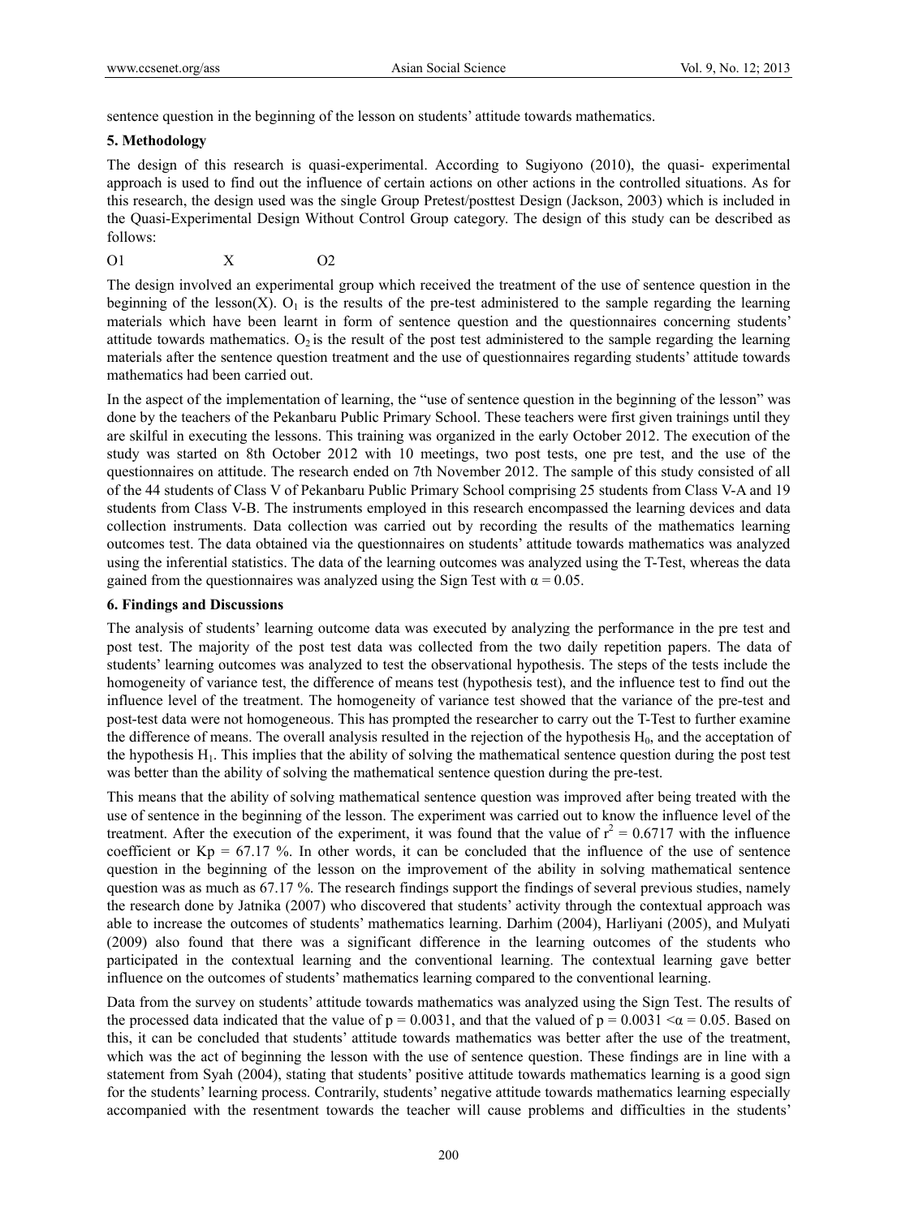sentence question in the beginning of the lesson on students' attitude towards mathematics.

## 5. Methodology

The design of this research is quasi-experimental. According to Sugiyono (2010), the quasi- experimental approach is used to find out the influence of certain actions on other actions in the controlled situations. As for this research, the design used was the single Group Pretest/posttest Design (Jackson, 2003) which is included in the Quasi-Experimental Design Without Control Group category. The design of this study can be described as follows:

O1 X O2

The design involved an experimental group which received the treatment of the use of sentence question in the beginning of the lesson(X). $O_1$ is the results of the pre-test administered to the sample regarding the learning materials which have been learnt in form of sentence question and the questionnaires concerning students' attitude towards mathematics. $O_2$ is the result of the post test administered to the sample regarding the learning materials after the sentence question treatment and the use of questionnaires regarding students' attitude towards mathematics had been carried out.

In the aspect of the implementation of learning, the "use of sentence question in the beginning of the lesson" was done by the teachers of the Pekanbaru Public Primary School. These teachers were first given trainings until they are skilful in executing the lessons. This training was organized in the early October 2012. The execution of the study was started on 8th October 2012 with 10 meetings, two post tests, one pre test, and the use of the questionnaires on attitude. The research ended on 7th November 2012. The sample of this study consisted of all of the 44 students of Class V of Pekanbaru Public Primary School comprising 25 students from Class V-A and 19 students from Class V-B. The instruments employed in this research encompassed the learning devices and data collection instruments. Data collection was carried out by recording the results of the mathematics learning outcomes test. The data obtained via the questionnaires on students' attitude towards mathematics was analyzed using the inferential statistics. The data of the learning outcomes was analyzed using the T-Test, whereas the data gained from the questionnaires was analyzed using the Sign Test with $\alpha = 0.05$.

## 6. Findings and Discussions

The analysis of students' learning outcome data was executed by analyzing the performance in the pre test and post test. The majority of the post test data was collected from the two daily repetition papers. The data of students' learning outcomes was analyzed to test the observational hypothesis. The steps of the tests include the homogeneity of variance test, the difference of means test (hypothesis test), and the influence test to find out the influence level of the treatment. The homogeneity of variance test showed that the variance of the pre-test and post-test data were not homogeneous. This has prompted the researcher to carry out the T-Test to further examine the difference of means. The overall analysis resulted in the rejection of the hypothesis $H_0$, and the acceptance of the hypothesis $H_1$. This implies that the ability of solving the mathematical sentence question during the post test was better than the ability of solving the mathematical sentence question during the pre-test.

This means that the ability of solving mathematical sentence question was improved after being treated with the use of sentence in the beginning of the lesson. The experiment was carried out to know the influence level of the treatment. After the execution of the experiment, it was found that the value of $r^2 = 0.6717$ with the influence coefficient or Kp = 67.17 %. In other words, it can be concluded that the influence of the use of sentence question in the beginning of the lesson on the improvement of the ability in solving mathematical sentence question was as much as 67.17 %. The research findings support the findings of several previous studies, namely the research done by Jatnika (2007) who discovered that students' activity through the contextual approach was able to increase the outcomes of students' mathematics learning. Darhim (2004), Harliyani (2005), and Mulyati (2009) also found that there was a significant difference in the learning outcomes of the students who participated in the contextual learning and the conventional learning. The contextual learning gave better influence on the outcomes of students' mathematics learning compared to the conventional learning.

Data from the survey on students' attitude towards mathematics was analyzed using the Sign Test. The results of the processed data indicated that the value of $p = 0.0031$, and that the valued of $p = 0.0031 < \alpha = 0.05$. Based on this, it can be concluded that students' attitude towards mathematics was better after the use of the treatment, which was the act of beginning the lesson with the use of sentence question. These findings are in line with a statement from Syah (2004), stating that students' positive attitude towards mathematics learning is a good sign for the students' learning process. Contrarily, students' negative attitude towards mathematics learning especially accompanied with the resentment towards the teacher will cause problems and difficulties in the students'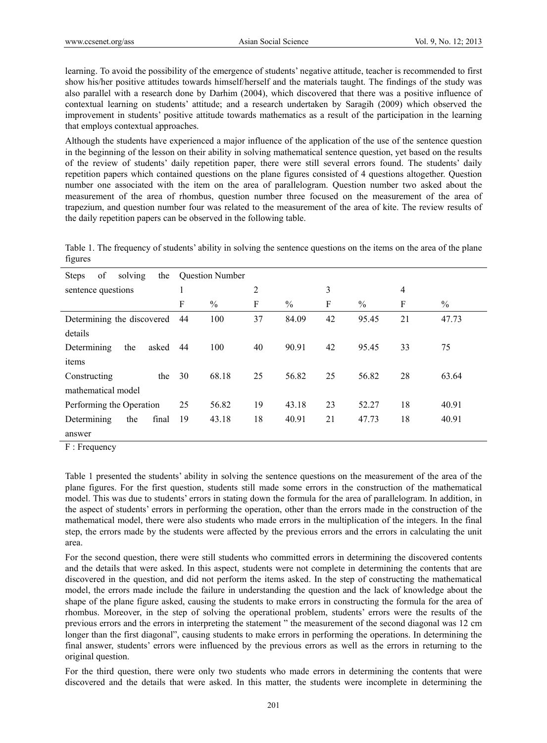learning. To avoid the possibility of the emergence of students' negative attitude, teacher is recommended to first show his/her positive attitudes towards himself/herself and the materials taught. The findings of the study was also parallel with a research done by Darhim (2004), which discovered that there was a positive influence of contextual learning on students' attitude; and a research undertaken by Saragih (2009) which observed the improvement in students' positive attitude towards mathematics as a result of the participation in the learning that employs contextual approaches.

Although the students have experienced a major influence of the application of the use of the sentence question in the beginning of the lesson on their ability in solving mathematical sentence question, yet based on the results of the review of students' daily repetition paper, there were still several errors found. The students' daily repetition papers which contained questions on the plane figures consisted of 4 questions altogether. Question number one associated with the item on the area of parallelogram. Question number two asked about the measurement of the area of rhombus, question number three focused on the measurement of the area of trapezium, and question number four was related to the measurement of the area of kite. The review results of the daily repetition papers can be observed in the following table.

Table 1. The frequency of students' ability in solving the sentence questions on the items on the area of the plane figures

| Steps of solving the sentence questions | Question Number | | | | | | | |
|---|---|---|---|---|---|---|---|---|
| | 1 | | 2 | | 3 | | 4 | |
| | F | % | F | % | F | % | F | % |
| Determining the discovered details | 44 | 100 | 37 | 84.09 | 42 | 95.45 | 21 | 47.73 |
| Determining the asked items | 44 | 100 | 40 | 90.91 | 42 | 95.45 | 33 | 75 |
| Constructing the mathematical model | 30 | 68.18 | 25 | 56.82 | 25 | 56.82 | 28 | 63.64 |
| Performing the Operation | 25 | 56.82 | 19 | 43.18 | 23 | 52.27 | 18 | 40.91 |
| Determining the final answer | 19 | 43.18 | 18 | 40.91 | 21 | 47.73 | 18 | 40.91 |

F : Frequency

Table 1 presented the students' ability in solving the sentence questions on the measurement of the area of the plane figures. For the first question, students still made some errors in the construction of the mathematical model. This was due to students' errors in stating down the formula for the area of parallelogram. In addition, in the aspect of students' errors in performing the operation, other than the errors made in the construction of the mathematical model, there were also students who made errors in the multiplication of the integers. In the final step, the errors made by the students were affected by the previous errors and the errors in calculating the unit area.

For the second question, there were still students who committed errors in determining the discovered contents and the details that were asked. In this aspect, students were not complete in determining the contents that are discovered in the question, and did not perform the items asked. In the step of constructing the mathematical model, the errors made include the failure in understanding the question and the lack of knowledge about the shape of the plane figure asked, causing the students to make errors in constructing the formula for the area of rhombus. Moreover, in the step of solving the operational problem, students' errors were the results of the previous errors and the errors in interpreting the statement " the measurement of the second diagonal was 12 cm longer than the first diagonal", causing students to make errors in performing the operations. In determining the final answer, students' errors were influenced by the previous errors as well as the errors in returning to the original question.

For the third question, there were only two students who made errors in determining the contents that were discovered and the details that were asked. In this matter, the students were incomplete in determining the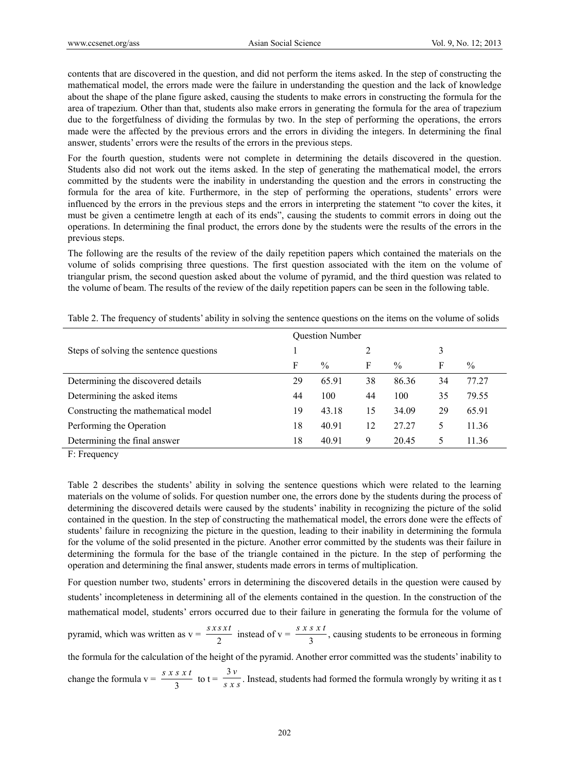contents that are discovered in the question, and did not perform the items asked. In the step of constructing the mathematical model, the errors made were the failure in understanding the question and the lack of knowledge about the shape of the plane figure asked, causing the students to make errors in constructing the formula for the area of trapezium. Other than that, students also make errors in generating the formula for the area of trapezium due to the forgetfulness of dividing the formulas by two. In the step of performing the operations, the errors made were the affected by the previous errors and the errors in dividing the integers. In determining the final answer, students' errors were the results of the errors in the previous steps.

For the fourth question, students were not complete in determining the details discovered in the question. Students also did not work out the items asked. In the step of generating the mathematical model, the errors committed by the students were the inability in understanding the question and the errors in constructing the formula for the area of kite. Furthermore, in the step of performing the operations, students' errors were influenced by the errors in the previous steps and the errors in interpreting the statement "to cover the kites, it must be given a centimetre length at each of its ends", causing the students to commit errors in doing out the operations. In determining the final product, the errors done by the students were the results of the errors in the previous steps.

The following are the results of the review of the daily repetition papers which contained the materials on the volume of solids comprising three questions. The first question associated with the item on the volume of triangular prism, the second question asked about the volume of pyramid, and the third question was related to the volume of beam. The results of the review of the daily repetition papers can be seen in the following table.

Table 2. The frequency of students' ability in solving the sentence questions on the items on the volume of solids

| Steps of solving the sentence questions | Question Number | | | | | |
|---|---|---|---|---|---|---|
| | 1 | | 2 | | 3 | |
| | F | % | F | % | F | % |
| Determining the discovered details | 29 | 65.91 | 38 | 86.36 | 34 | 77.27 |
| Determining the asked items | 44 | 100 | 44 | 100 | 35 | 79.55 |
| Constructing the mathematical model | 19 | 43.18 | 15 | 34.09 | 29 | 65.91 |
| Performing the Operation | 18 | 40.91 | 12 | 27.27 | 5 | 11.36 |
| Determining the final answer | 18 | 40.91 | 9 | 20.45 | 5 | 11.36 |

F: Frequency

Table 2 describes the students' ability in solving the sentence questions which were related to the learning materials on the volume of solids. For question number one, the errors done by the students during the process of determining the discovered details were caused by the students' inability in recognizing the picture of the solid contained in the question. In the step of constructing the mathematical model, the errors done were the effects of students' failure in recognizing the picture in the question, leading to their inability in determining the formula for the volume of the solid presented in the picture. Another error committed by the students was their failure in determining the formula for the base of the triangle contained in the picture. In the step of performing the operation and determining the final answer, students made errors in terms of multiplication.

For question number two, students' errors in determining the discovered details in the question were caused by students' incompleteness in determining all of the elements contained in the question. In the construction of the mathematical model, students' errors occurred due to their failure in generating the formula for the volume of pyramid, which was written as $v = \frac{s \, x \, s \, x \, t}{2}$ instead of $v = \frac{s \, x \, s \, x \, t}{3}$, causing students to be erroneous in forming the formula for the calculation of the height of the pyramid. Another error committed was the students' inability to change the formula $v = \frac{s \, x \, s \, x \, t}{3}$ to $t = \frac{3v}{s \, x \, s}$. Instead, students had formed the formula wrongly by writing it as t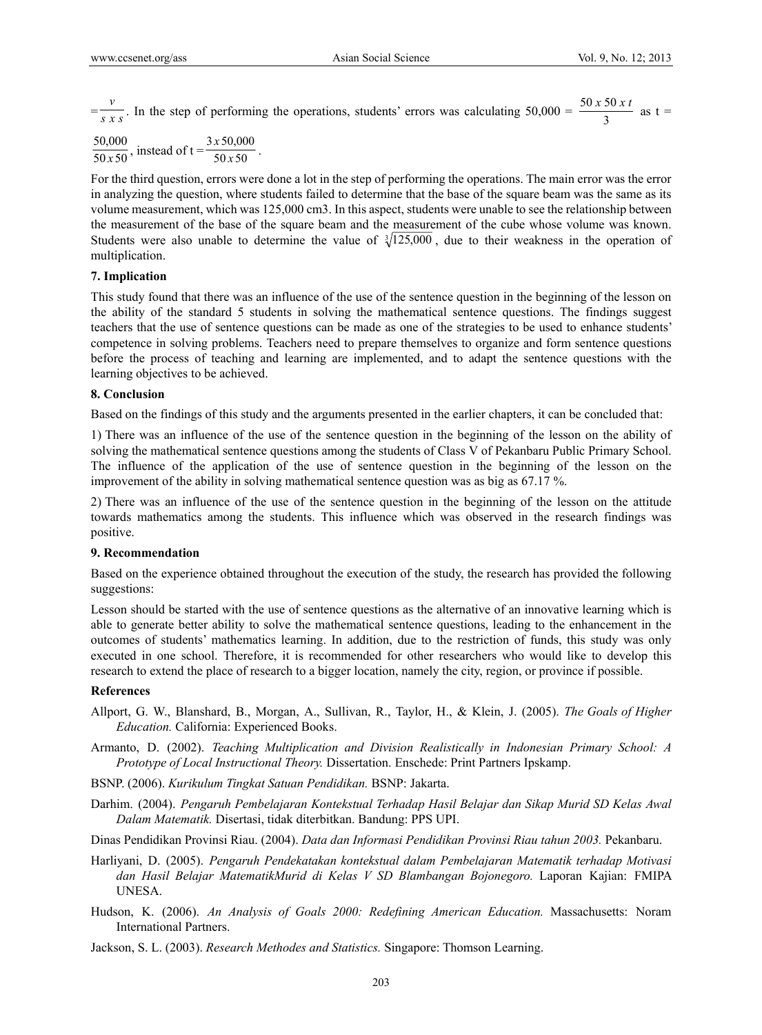$= \frac{v}{s \; x \; s}$. In the step of performing the operations, students' errors was calculating $50{,}000 = \frac{50 \; x \; 50 \; x \; t}{3}$ as $t = \frac{50{,}000}{50 \; x \; 50}$, instead of $t = \frac{3 \; x \; 50{,}000}{50 \; x \; 50}$.

For the third question, errors were done a lot in the step of performing the operations. The main error was the error in analyzing the question, where students failed to determine that the base of the square beam was the same as its volume measurement, which was 125,000 cm3. In this aspect, students were unable to see the relationship between the measurement of the base of the square beam and the measurement of the cube whose volume was known. Students were also unable to determine the value of $\sqrt[3]{125{,}000}$, due to their weakness in the operation of multiplication.

### 7. Implication

This study found that there was an influence of the use of the sentence question in the beginning of the lesson on the ability of the standard 5 students in solving the mathematical sentence questions. The findings suggest teachers that the use of sentence questions can be made as one of the strategies to be used to enhance students' competence in solving problems. Teachers need to prepare themselves to organize and form sentence questions before the process of teaching and learning are implemented, and to adapt the sentence questions with the learning objectives to be achieved.

### 8. Conclusion

Based on the findings of this study and the arguments presented in the earlier chapters, it can be concluded that:

1) There was an influence of the use of the sentence question in the beginning of the lesson on the ability of solving the mathematical sentence questions among the students of Class V of Pekanbaru Public Primary School. The influence of the application of the use of sentence question in the beginning of the lesson on the improvement of the ability in solving mathematical sentence question was as big as 67.17 %.

2) There was an influence of the use of the sentence question in the beginning of the lesson on the attitude towards mathematics among the students. This influence which was observed in the research findings was positive.

### 9. Recommendation

Based on the experience obtained throughout the execution of the study, the research has provided the following suggestions:

Lesson should be started with the use of sentence questions as the alternative of an innovative learning which is able to generate better ability to solve the mathematical sentence questions, leading to the enhancement in the outcomes of students' mathematics learning. In addition, due to the restriction of funds, this study was only executed in one school. Therefore, it is recommended for other researchers who would like to develop this research to extend the place of research to a bigger location, namely the city, region, or province if possible.

### References

Allport, G. W., Blanshard, B., Morgan, A., Sullivan, R., Taylor, H., & Klein, J. (2005). *The Goals of Higher Education.* California: Experienced Books.

Armanto, D. (2002). *Teaching Multiplication and Division Realistically in Indonesian Primary School: A Prototype of Local Instructional Theory.* Dissertation. Enschede: Print Partners Ipskamp.

BSNP. (2006). *Kurikulum Tingkat Satuan Pendidikan.* BSNP: Jakarta.

Darhim. (2004). *Pengaruh Pembelajaran Kontekstual Terhadap Hasil Belajar dan Sikap Murid SD Kelas Awal Dalam Matematik.* Disertasi, tidak diterbitkan. Bandung: PPS UPI.

Dinas Pendidikan Provinsi Riau. (2004). *Data dan Informasi Pendidikan Provinsi Riau tahun 2003.* Pekanbaru.

Harliyani, D. (2005). *Pengaruh Pendekatakan kontekstual dalam Pembelajaran Matematik terhadap Motivasi dan Hasil Belajar MatematikMurid di Kelas V SD Blambangan Bojonegoro.* Laporan Kajian: FMIPA UNESA.

Hudson, K. (2006). *An Analysis of Goals 2000: Redefining American Education.* Massachusetts: Noram International Partners.

Jackson, S. L. (2003). *Research Methodes and Statistics.* Singapore: Thomson Learning.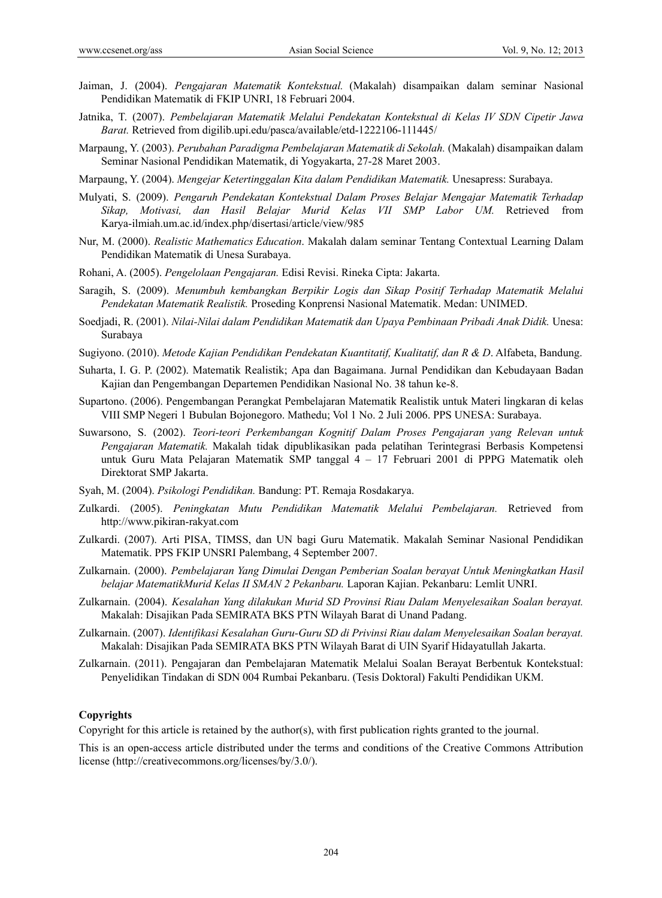Jaiman, J. (2004). *Pengajaran Matematik Kontekstual.* (Makalah) disampaikan dalam seminar Nasional Pendidikan Matematik di FKIP UNRI, 18 Februari 2004.

Jatnika, T. (2007). *Pembelajaran Matematik Melalui Pendekatan Kontekstual di Kelas IV SDN Cipetir Jawa Barat.* Retrieved from digilib.upi.edu/pasca/available/etd-1222106-111445/

Marpaung, Y. (2003). *Perubahan Paradigma Pembelajaran Matematik di Sekolah.* (Makalah) disampaikan dalam Seminar Nasional Pendidikan Matematik, di Yogyakarta, 27-28 Maret 2003.

Marpaung, Y. (2004). *Mengejar Ketertinggalan Kita dalam Pendidikan Matematik.* Unesapress: Surabaya.

Mulyati, S. (2009). *Pengaruh Pendekatan Kontekstual Dalam Proses Belajar Mengajar Matematik Terhadap Sikap, Motivasi, dan Hasil Belajar Murid Kelas VII SMP Labor UM.* Retrieved from Karya-ilmiah.um.ac.id/index.php/disertasi/article/view/985

Nur, M. (2000). *Realistic Mathematics Education*. Makalah dalam seminar Tentang Contextual Learning Dalam Pendidikan Matematik di Unesa Surabaya.

Rohani, A. (2005). *Pengelolaan Pengajaran.* Edisi Revisi. Rineka Cipta: Jakarta.

Saragih, S. (2009). *Menumbuh kembangkan Berpikir Logis dan Sikap Positif Terhadap Matematik Melalui Pendekatan Matematik Realistik.* Proseding Konprensi Nasional Matematik. Medan: UNIMED.

Soedjadi, R. (2001). *Nilai-Nilai dalam Pendidikan Matematik dan Upaya Pembinaan Pribadi Anak Didik.* Unesa: Surabaya

Sugiyono. (2010). *Metode Kajian Pendidikan Pendekatan Kuantitatif, Kualitatif, dan R & D*. Alfabeta, Bandung.

Suharta, I. G. P. (2002). Matematik Realistik; Apa dan Bagaimana. Jurnal Pendidikan dan Kebudayaan Badan Kajian dan Pengembangan Departemen Pendidikan Nasional No. 38 tahun ke-8.

Supartono. (2006). Pengembangan Perangkat Pembelajaran Matematik Realistik untuk Materi lingkaran di kelas VIII SMP Negeri 1 Bubulan Bojonegoro. Mathedu; Vol 1 No. 2 Juli 2006. PPS UNESA: Surabaya.

Suwarsono, S. (2002). *Teori-teori Perkembangan Kognitif Dalam Proses Pengajaran yang Relevan untuk Pengajaran Matematik.* Makalah tidak dipublikasikan pada pelatihan Terintegrasi Berbasis Kompetensi untuk Guru Mata Pelajaran Matematik SMP tanggal 4 – 17 Februari 2001 di PPPG Matematik oleh Direktorat SMP Jakarta.

Syah, M. (2004). *Psikologi Pendidikan.* Bandung: PT. Remaja Rosdakarya.

Zulkardi. (2005). *Peningkatan Mutu Pendidikan Matematik Melalui Pembelajaran.* Retrieved from http://www.pikiran-rakyat.com

Zulkardi. (2007). Arti PISA, TIMSS, dan UN bagi Guru Matematik. Makalah Seminar Nasional Pendidikan Matematik. PPS FKIP UNSRI Palembang, 4 September 2007.

Zulkarnain. (2000). *Pembelajaran Yang Dimulai Dengan Pemberian Soalan berayat Untuk Meningkatkan Hasil belajar MatematikMurid Kelas II SMAN 2 Pekanbaru.* Laporan Kajian. Pekanbaru: Lemlit UNRI.

Zulkarnain. (2004). *Kesalahan Yang dilakukan Murid SD Provinsi Riau Dalam Menyelesaikan Soalan berayat.* Makalah: Disajikan Pada SEMIRATA BKS PTN Wilayah Barat di Unand Padang.

Zulkarnain. (2007). *Identifikasi Kesalahan Guru-Guru SD di Privinsi Riau dalam Menyelesaikan Soalan berayat.* Makalah: Disajikan Pada SEMIRATA BKS PTN Wilayah Barat di UIN Syarif Hidayatullah Jakarta.

Zulkarnain. (2011). Pengajaran dan Pembelajaran Matematik Melalui Soalan Berayat Berbentuk Kontekstual: Penyelidikan Tindakan di SDN 004 Rumbai Pekanbaru. (Tesis Doktoral) Fakulti Pendidikan UKM.

**Copyrights**

Copyright for this article is retained by the author(s), with first publication rights granted to the journal.

This is an open-access article distributed under the terms and conditions of the Creative Commons Attribution license (http://creativecommons.org/licenses/by/3.0/).